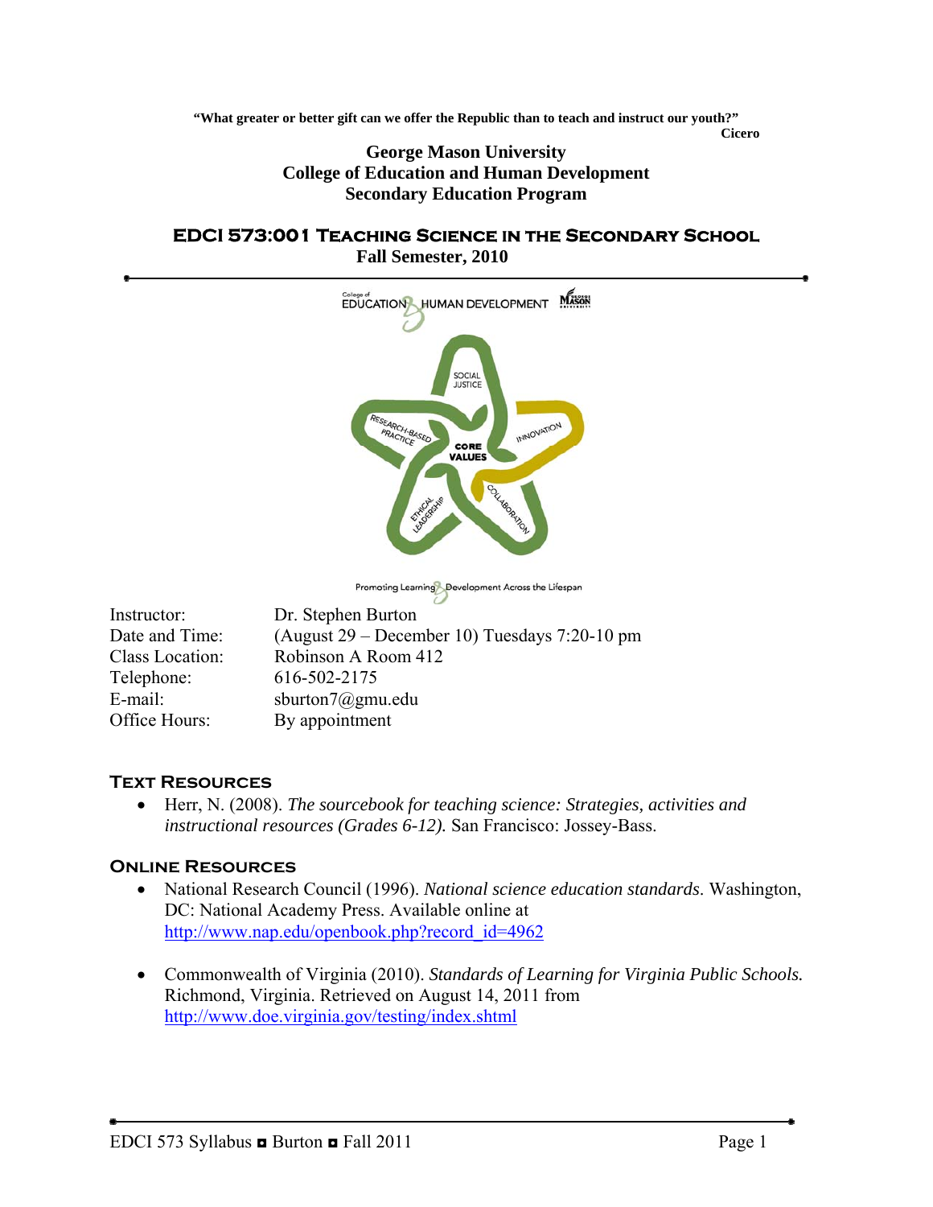**"What greater or better gift can we offer the Republic than to teach and instruct our youth?"**

**Cicero**

**George Mason University**
**College of Education and Human Development**
**Secondary Education Program**

# EDCI 573:001 Teaching Science in the Secondary School

**Fall Semester, 2010**

| | |
|---|---|
| Instructor: | Dr. Stephen Burton |
| Date and Time: | (August 29 – December 10) Tuesdays 7:20-10 pm |
| Class Location: | Robinson A Room 412 |
| Telephone: | 616-502-2175 |
| E-mail: | sburton7@gmu.edu |
| Office Hours: | By appointment |

## Text Resources

- Herr, N. (2008). *The sourcebook for teaching science: Strategies, activities and instructional resources (Grades 6-12).* San Francisco: Jossey-Bass.

## Online Resources

- National Research Council (1996). *National science education standards*. Washington, DC: National Academy Press. Available online at http://www.nap.edu/openbook.php?record_id=4962

- Commonwealth of Virginia (2010). *Standards of Learning for Virginia Public Schools.* Richmond, Virginia. Retrieved on August 14, 2011 from http://www.doe.virginia.gov/testing/index.shtml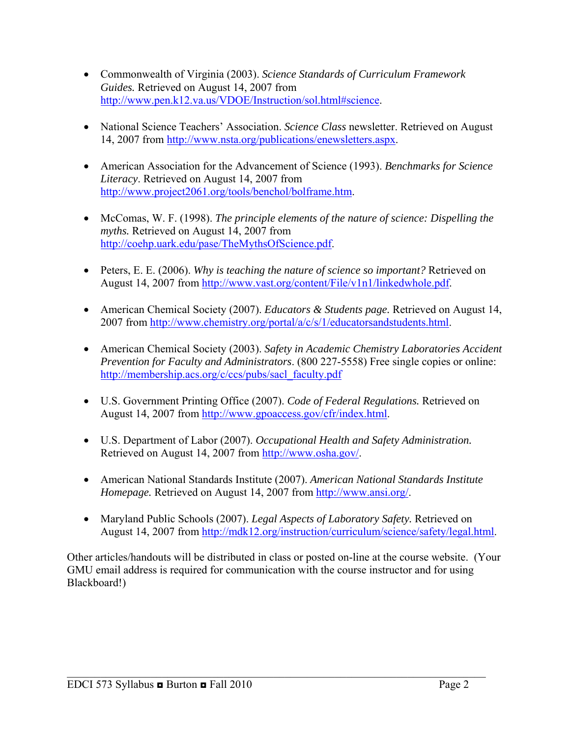- Commonwealth of Virginia (2003). *Science Standards of Curriculum Framework Guides.* Retrieved on August 14, 2007 from http://www.pen.k12.va.us/VDOE/Instruction/sol.html#science.

- National Science Teachers' Association. *Science Class* newsletter. Retrieved on August 14, 2007 from http://www.nsta.org/publications/enewsletters.aspx.

- American Association for the Advancement of Science (1993). *Benchmarks for Science Literacy*. Retrieved on August 14, 2007 from http://www.project2061.org/tools/benchol/bolframe.htm.

- McComas, W. F. (1998). *The principle elements of the nature of science: Dispelling the myths.* Retrieved on August 14, 2007 from http://coehp.uark.edu/pase/TheMythsOfScience.pdf.

- Peters, E. E. (2006). *Why is teaching the nature of science so important?* Retrieved on August 14, 2007 from http://www.vast.org/content/File/v1n1/linkedwhole.pdf.

- American Chemical Society (2007). *Educators & Students page.* Retrieved on August 14, 2007 from http://www.chemistry.org/portal/a/c/s/1/educatorsandstudents.html.

- American Chemical Society (2003). *Safety in Academic Chemistry Laboratories Accident Prevention for Faculty and Administrators*. (800 227-5558) Free single copies or online: http://membership.acs.org/c/ccs/pubs/sacl_faculty.pdf

- U.S. Government Printing Office (2007). *Code of Federal Regulations.* Retrieved on August 14, 2007 from http://www.gpoaccess.gov/cfr/index.html.

- U.S. Department of Labor (2007). *Occupational Health and Safety Administration.* Retrieved on August 14, 2007 from http://www.osha.gov/.

- American National Standards Institute (2007). *American National Standards Institute Homepage.* Retrieved on August 14, 2007 from http://www.ansi.org/.

- Maryland Public Schools (2007). *Legal Aspects of Laboratory Safety.* Retrieved on August 14, 2007 from http://mdk12.org/instruction/curriculum/science/safety/legal.html.

Other articles/handouts will be distributed in class or posted on-line at the course website. (Your GMU email address is required for communication with the course instructor and for using Blackboard!)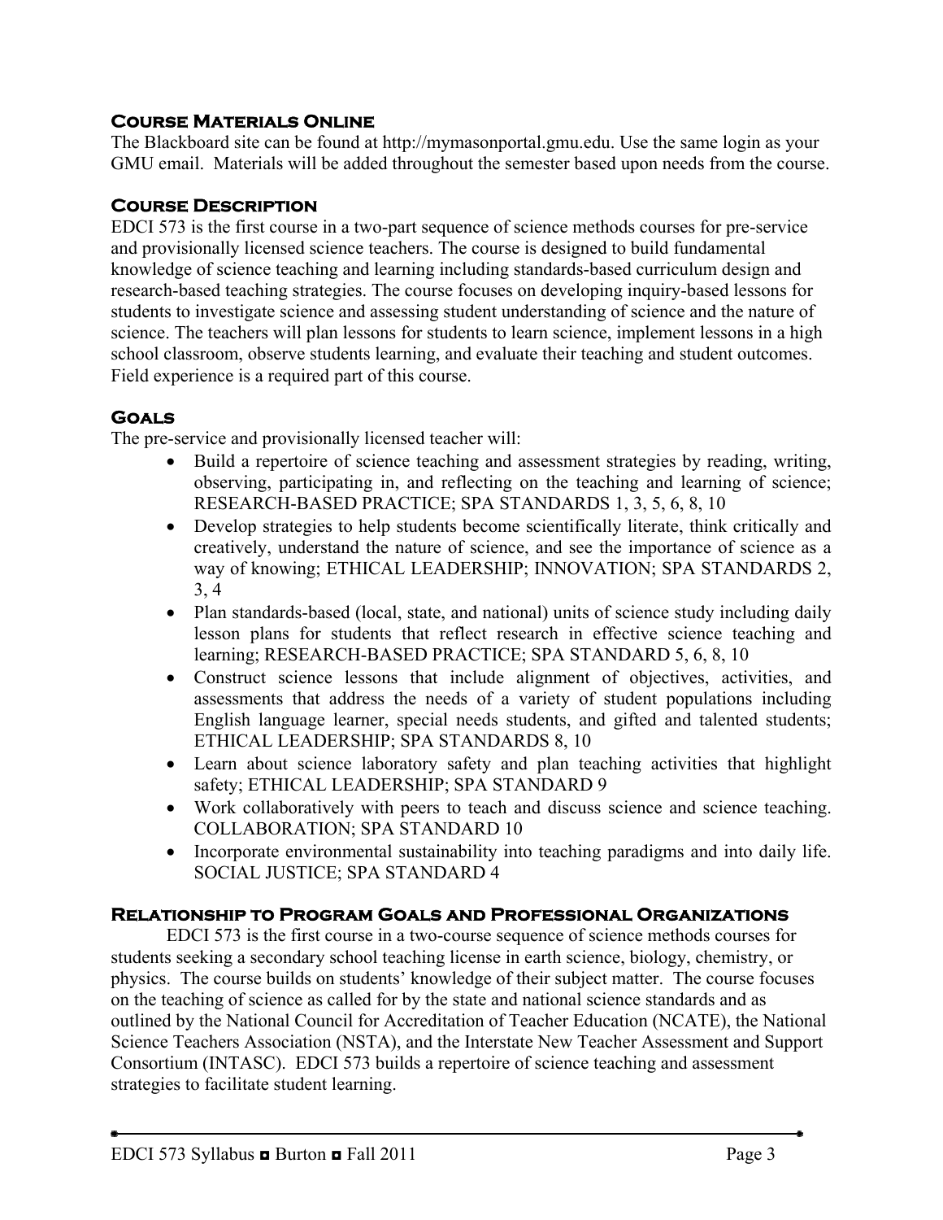## Course Materials Online

The Blackboard site can be found at http://mymasonportal.gmu.edu. Use the same login as your GMU email. Materials will be added throughout the semester based upon needs from the course.

## Course Description

EDCI 573 is the first course in a two-part sequence of science methods courses for pre-service and provisionally licensed science teachers. The course is designed to build fundamental knowledge of science teaching and learning including standards-based curriculum design and research-based teaching strategies. The course focuses on developing inquiry-based lessons for students to investigate science and assessing student understanding of science and the nature of science. The teachers will plan lessons for students to learn science, implement lessons in a high school classroom, observe students learning, and evaluate their teaching and student outcomes. Field experience is a required part of this course.

## Goals

The pre-service and provisionally licensed teacher will:

- Build a repertoire of science teaching and assessment strategies by reading, writing, observing, participating in, and reflecting on the teaching and learning of science; RESEARCH-BASED PRACTICE; SPA STANDARDS 1, 3, 5, 6, 8, 10
- Develop strategies to help students become scientifically literate, think critically and creatively, understand the nature of science, and see the importance of science as a way of knowing; ETHICAL LEADERSHIP; INNOVATION; SPA STANDARDS 2, 3, 4
- Plan standards-based (local, state, and national) units of science study including daily lesson plans for students that reflect research in effective science teaching and learning; RESEARCH-BASED PRACTICE; SPA STANDARD 5, 6, 8, 10
- Construct science lessons that include alignment of objectives, activities, and assessments that address the needs of a variety of student populations including English language learner, special needs students, and gifted and talented students; ETHICAL LEADERSHIP; SPA STANDARDS 8, 10
- Learn about science laboratory safety and plan teaching activities that highlight safety; ETHICAL LEADERSHIP; SPA STANDARD 9
- Work collaboratively with peers to teach and discuss science and science teaching. COLLABORATION; SPA STANDARD 10
- Incorporate environmental sustainability into teaching paradigms and into daily life. SOCIAL JUSTICE; SPA STANDARD 4

## Relationship to Program Goals and Professional Organizations

EDCI 573 is the first course in a two-course sequence of science methods courses for students seeking a secondary school teaching license in earth science, biology, chemistry, or physics. The course builds on students' knowledge of their subject matter. The course focuses on the teaching of science as called for by the state and national science standards and as outlined by the National Council for Accreditation of Teacher Education (NCATE), the National Science Teachers Association (NSTA), and the Interstate New Teacher Assessment and Support Consortium (INTASC). EDCI 573 builds a repertoire of science teaching and assessment strategies to facilitate student learning.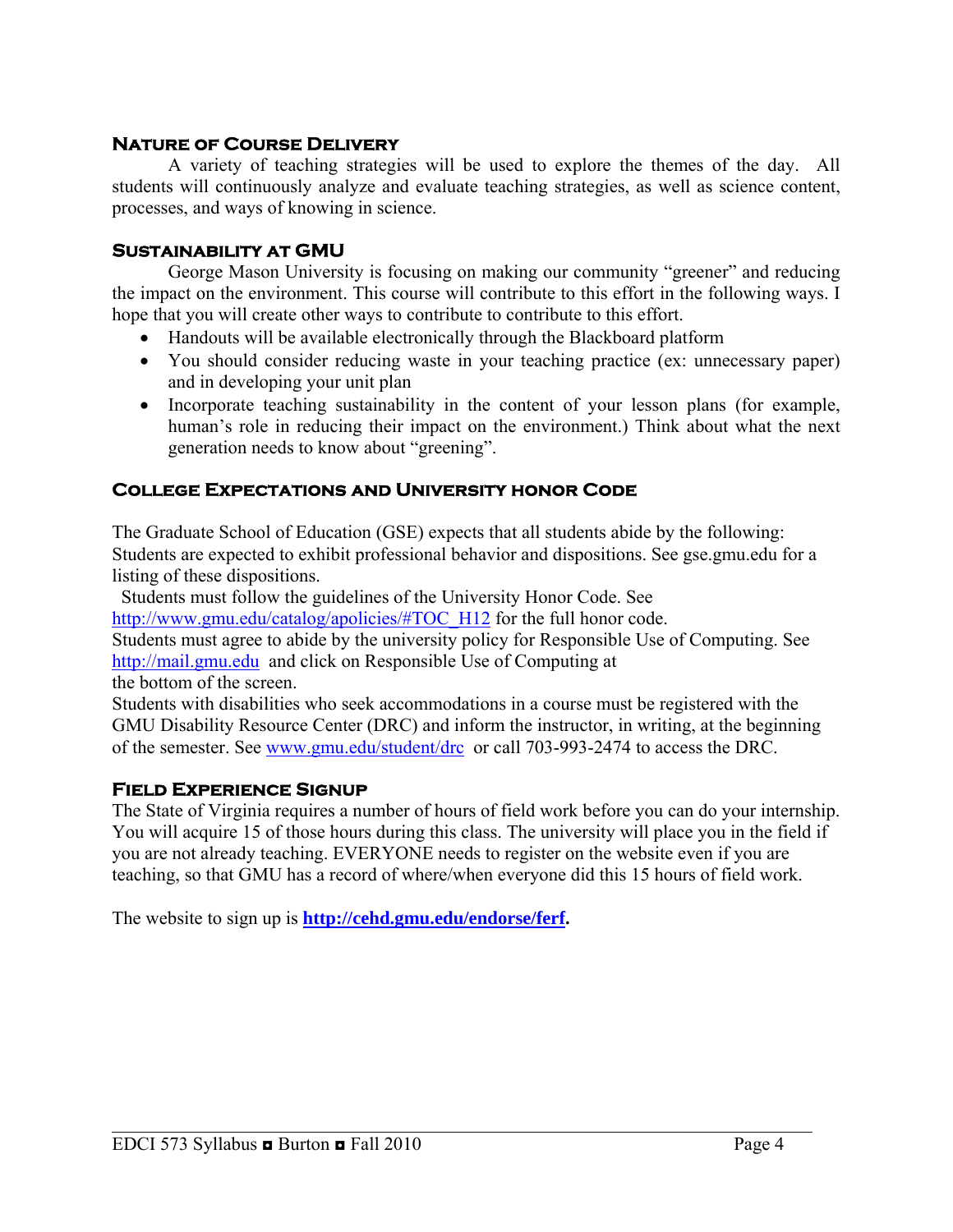## Nature of Course Delivery

A variety of teaching strategies will be used to explore the themes of the day. All students will continuously analyze and evaluate teaching strategies, as well as science content, processes, and ways of knowing in science.

## Sustainability at GMU

George Mason University is focusing on making our community "greener" and reducing the impact on the environment. This course will contribute to this effort in the following ways. I hope that you will create other ways to contribute to contribute to this effort.

- Handouts will be available electronically through the Blackboard platform
- You should consider reducing waste in your teaching practice (ex: unnecessary paper) and in developing your unit plan
- Incorporate teaching sustainability in the content of your lesson plans (for example, human's role in reducing their impact on the environment.) Think about what the next generation needs to know about "greening".

## College Expectations and University honor Code

The Graduate School of Education (GSE) expects that all students abide by the following:
Students are expected to exhibit professional behavior and dispositions. See gse.gmu.edu for a listing of these dispositions.
Students must follow the guidelines of the University Honor Code. See http://www.gmu.edu/catalog/apolicies/#TOC_H12 for the full honor code.
Students must agree to abide by the university policy for Responsible Use of Computing. See http://mail.gmu.edu and click on Responsible Use of Computing at the bottom of the screen.
Students with disabilities who seek accommodations in a course must be registered with the GMU Disability Resource Center (DRC) and inform the instructor, in writing, at the beginning of the semester. See www.gmu.edu/student/drc or call 703-993-2474 to access the DRC.

## Field Experience Signup

The State of Virginia requires a number of hours of field work before you can do your internship. You will acquire 15 of those hours during this class. The university will place you in the field if you are not already teaching. EVERYONE needs to register on the website even if you are teaching, so that GMU has a record of where/when everyone did this 15 hours of field work.

The website to sign up is **http://cehd.gmu.edu/endorse/ferf.**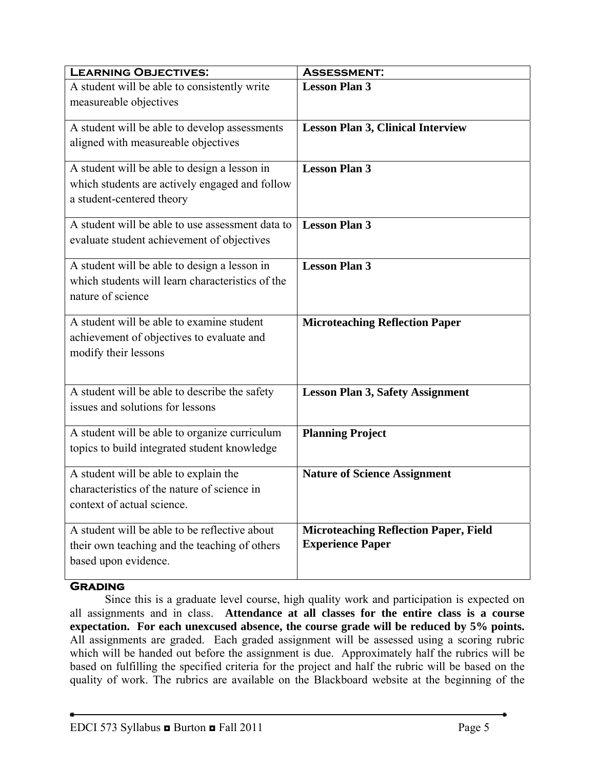| **Learning Objectives:** | **Assessment:** |
| --- | --- |
| A student will be able to consistently write measureable objectives | **Lesson Plan 3** |
| A student will be able to develop assessments aligned with measureable objectives | **Lesson Plan 3, Clinical Interview** |
| A student will be able to design a lesson in which students are actively engaged and follow a student-centered theory | **Lesson Plan 3** |
| A student will be able to use assessment data to evaluate student achievement of objectives | **Lesson Plan 3** |
| A student will be able to design a lesson in which students will learn characteristics of the nature of science | **Lesson Plan 3** |
| A student will be able to examine student achievement of objectives to evaluate and modify their lessons | **Microteaching Reflection Paper** |
| A student will be able to describe the safety issues and solutions for lessons | **Lesson Plan 3, Safety Assignment** |
| A student will be able to organize curriculum topics to build integrated student knowledge | **Planning Project** |
| A student will be able to explain the characteristics of the nature of science in context of actual science. | **Nature of Science Assignment** |
| A student will be able to be reflective about their own teaching and the teaching of others based upon evidence. | **Microteaching Reflection Paper, Field Experience Paper** |

## Grading

Since this is a graduate level course, high quality work and participation is expected on all assignments and in class. **Attendance at all classes for the entire class is a course expectation. For each unexcused absence, the course grade will be reduced by 5% points.** All assignments are graded. Each graded assignment will be assessed using a scoring rubric which will be handed out before the assignment is due. Approximately half the rubrics will be based on fulfilling the specified criteria for the project and half the rubric will be based on the quality of work. The rubrics are available on the Blackboard website at the beginning of the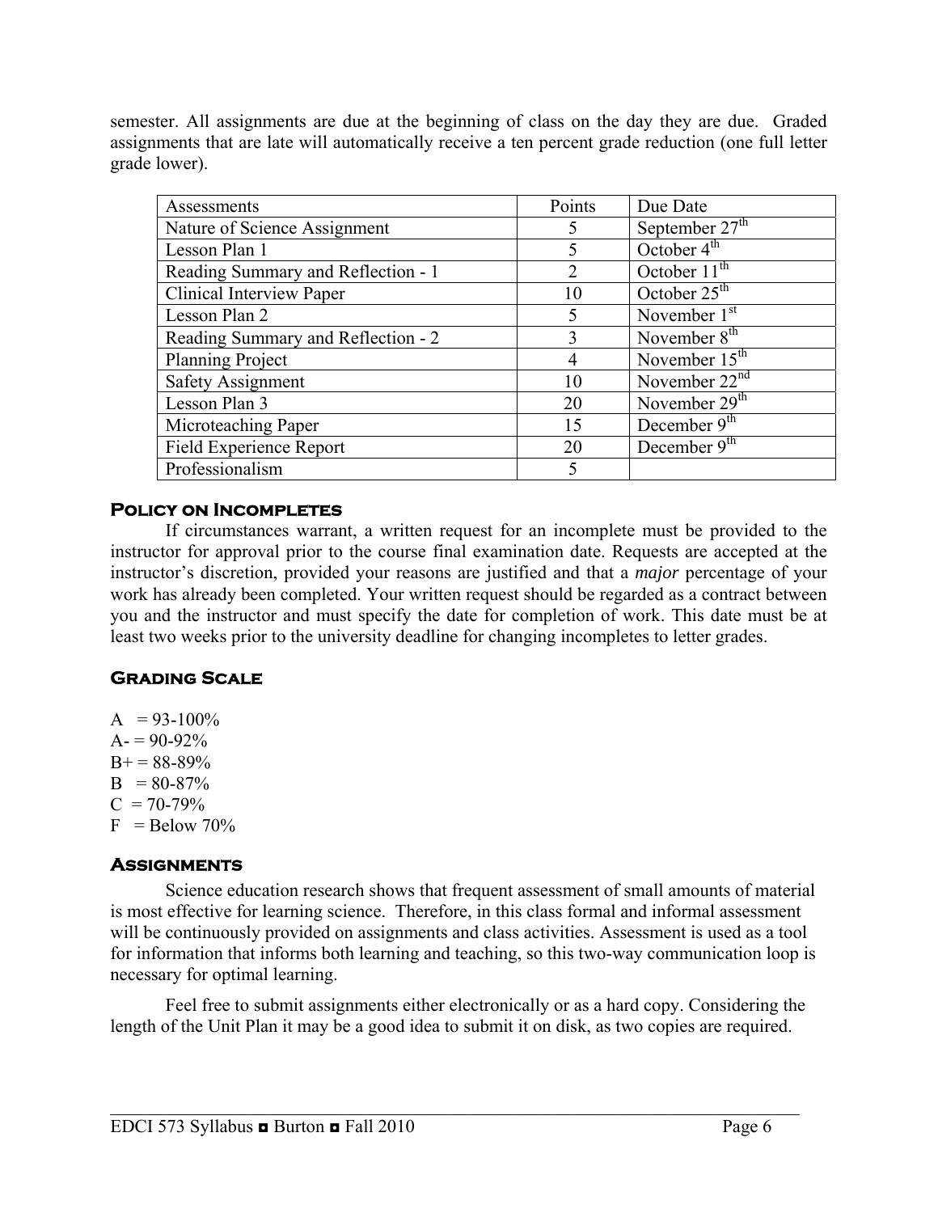semester. All assignments are due at the beginning of class on the day they are due. Graded assignments that are late will automatically receive a ten percent grade reduction (one full letter grade lower).

| Assessments | Points | Due Date |
|---|---|---|
| Nature of Science Assignment | 5 | September 27th |
| Lesson Plan 1 | 5 | October 4th |
| Reading Summary and Reflection - 1 | 2 | October 11th |
| Clinical Interview Paper | 10 | October 25th |
| Lesson Plan 2 | 5 | November 1st |
| Reading Summary and Reflection - 2 | 3 | November 8th |
| Planning Project | 4 | November 15th |
| Safety Assignment | 10 | November 22nd |
| Lesson Plan 3 | 20 | November 29th |
| Microteaching Paper | 15 | December 9th |
| Field Experience Report | 20 | December 9th |
| Professionalism | 5 | |

## Policy on Incompletes

If circumstances warrant, a written request for an incomplete must be provided to the instructor for approval prior to the course final examination date. Requests are accepted at the instructor's discretion, provided your reasons are justified and that a *major* percentage of your work has already been completed. Your written request should be regarded as a contract between you and the instructor and must specify the date for completion of work. This date must be at least two weeks prior to the university deadline for changing incompletes to letter grades.

## Grading Scale

A = 93-100%
A- = 90-92%
B+ = 88-89%
B = 80-87%
C = 70-79%
F = Below 70%

## Assignments

Science education research shows that frequent assessment of small amounts of material is most effective for learning science. Therefore, in this class formal and informal assessment will be continuously provided on assignments and class activities. Assessment is used as a tool for information that informs both learning and teaching, so this two-way communication loop is necessary for optimal learning.

Feel free to submit assignments either electronically or as a hard copy. Considering the length of the Unit Plan it may be a good idea to submit it on disk, as two copies are required.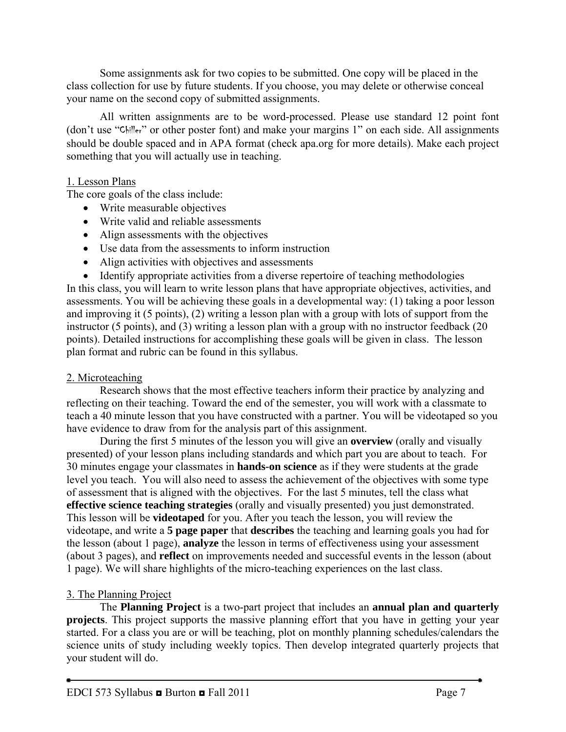Some assignments ask for two copies to be submitted. One copy will be placed in the class collection for use by future students. If you choose, you may delete or otherwise conceal your name on the second copy of submitted assignments.

All written assignments are to be word-processed. Please use standard 12 point font (don't use "Chiller" or other poster font) and make your margins 1" on each side. All assignments should be double spaced and in APA format (check apa.org for more details). Make each project something that you will actually use in teaching.

1. Lesson Plans

The core goals of the class include:

- Write measurable objectives
- Write valid and reliable assessments
- Align assessments with the objectives
- Use data from the assessments to inform instruction
- Align activities with objectives and assessments
- Identify appropriate activities from a diverse repertoire of teaching methodologies

In this class, you will learn to write lesson plans that have appropriate objectives, activities, and assessments. You will be achieving these goals in a developmental way: (1) taking a poor lesson and improving it (5 points), (2) writing a lesson plan with a group with lots of support from the instructor (5 points), and (3) writing a lesson plan with a group with no instructor feedback (20 points). Detailed instructions for accomplishing these goals will be given in class. The lesson plan format and rubric can be found in this syllabus.

2. Microteaching

Research shows that the most effective teachers inform their practice by analyzing and reflecting on their teaching. Toward the end of the semester, you will work with a classmate to teach a 40 minute lesson that you have constructed with a partner. You will be videotaped so you have evidence to draw from for the analysis part of this assignment.

During the first 5 minutes of the lesson you will give an **overview** (orally and visually presented) of your lesson plans including standards and which part you are about to teach. For 30 minutes engage your classmates in **hands-on science** as if they were students at the grade level you teach. You will also need to assess the achievement of the objectives with some type of assessment that is aligned with the objectives. For the last 5 minutes, tell the class what **effective science teaching strategies** (orally and visually presented) you just demonstrated. This lesson will be **videotaped** for you. After you teach the lesson, you will review the videotape, and write a **5 page paper** that **describes** the teaching and learning goals you had for the lesson (about 1 page), **analyze** the lesson in terms of effectiveness using your assessment (about 3 pages), and **reflect** on improvements needed and successful events in the lesson (about 1 page). We will share highlights of the micro-teaching experiences on the last class.

3. The Planning Project

The **Planning Project** is a two-part project that includes an **annual plan and quarterly projects**. This project supports the massive planning effort that you have in getting your year started. For a class you are or will be teaching, plot on monthly planning schedules/calendars the science units of study including weekly topics. Then develop integrated quarterly projects that your student will do.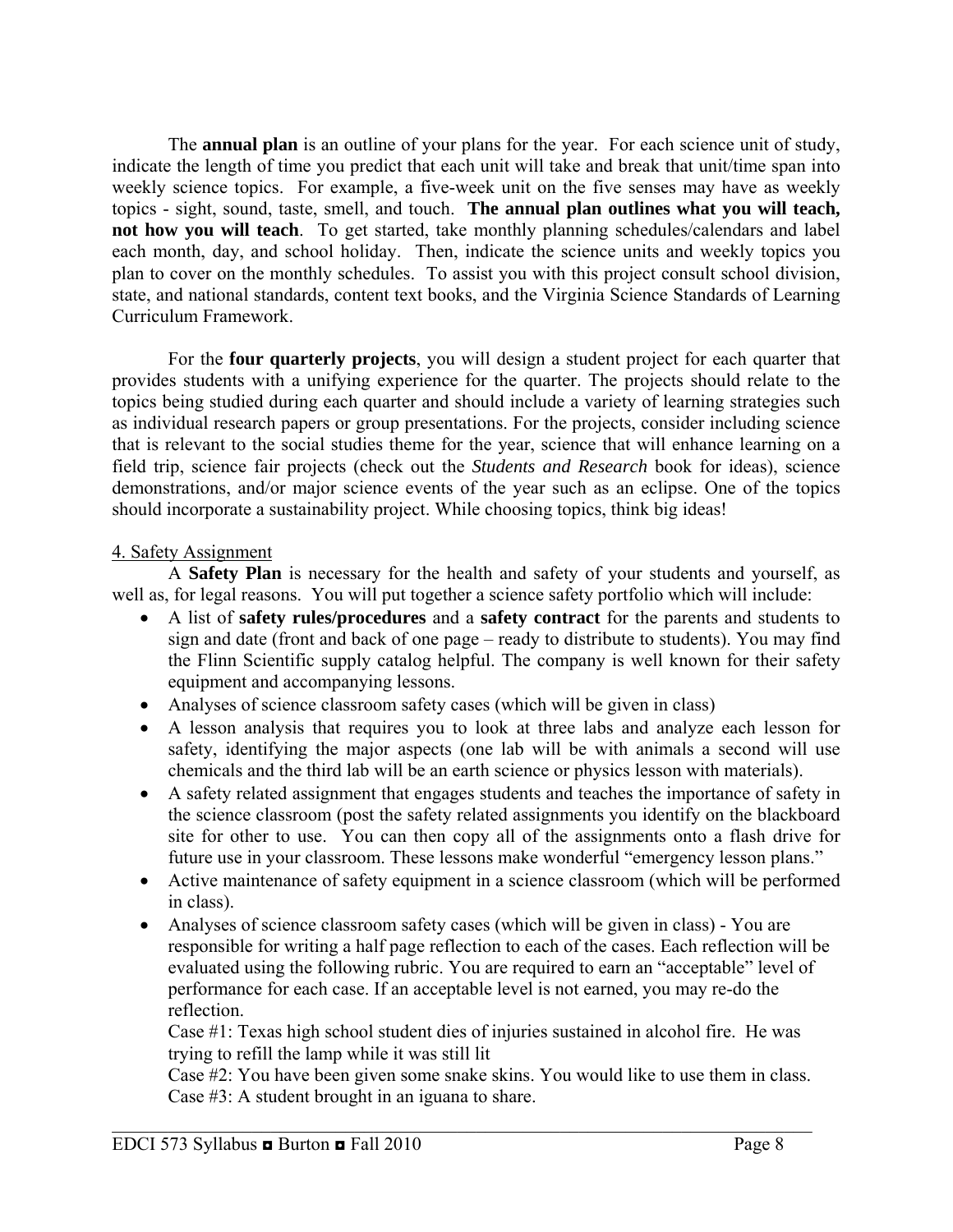The **annual plan** is an outline of your plans for the year. For each science unit of study, indicate the length of time you predict that each unit will take and break that unit/time span into weekly science topics. For example, a five-week unit on the five senses may have as weekly topics - sight, sound, taste, smell, and touch. **The annual plan outlines what you will teach, not how you will teach**. To get started, take monthly planning schedules/calendars and label each month, day, and school holiday. Then, indicate the science units and weekly topics you plan to cover on the monthly schedules. To assist you with this project consult school division, state, and national standards, content text books, and the Virginia Science Standards of Learning Curriculum Framework.

For the **four quarterly projects**, you will design a student project for each quarter that provides students with a unifying experience for the quarter. The projects should relate to the topics being studied during each quarter and should include a variety of learning strategies such as individual research papers or group presentations. For the projects, consider including science that is relevant to the social studies theme for the year, science that will enhance learning on a field trip, science fair projects (check out the *Students and Research* book for ideas), science demonstrations, and/or major science events of the year such as an eclipse. One of the topics should incorporate a sustainability project. While choosing topics, think big ideas!

4. Safety Assignment

A **Safety Plan** is necessary for the health and safety of your students and yourself, as well as, for legal reasons. You will put together a science safety portfolio which will include:

- A list of **safety rules/procedures** and a **safety contract** for the parents and students to sign and date (front and back of one page – ready to distribute to students). You may find the Flinn Scientific supply catalog helpful. The company is well known for their safety equipment and accompanying lessons.
- Analyses of science classroom safety cases (which will be given in class)
- A lesson analysis that requires you to look at three labs and analyze each lesson for safety, identifying the major aspects (one lab will be with animals a second will use chemicals and the third lab will be an earth science or physics lesson with materials).
- A safety related assignment that engages students and teaches the importance of safety in the science classroom (post the safety related assignments you identify on the blackboard site for other to use. You can then copy all of the assignments onto a flash drive for future use in your classroom. These lessons make wonderful "emergency lesson plans."
- Active maintenance of safety equipment in a science classroom (which will be performed in class).
- Analyses of science classroom safety cases (which will be given in class) - You are responsible for writing a half page reflection to each of the cases. Each reflection will be evaluated using the following rubric. You are required to earn an "acceptable" level of performance for each case. If an acceptable level is not earned, you may re-do the reflection.

  Case #1: Texas high school student dies of injuries sustained in alcohol fire. He was trying to refill the lamp while it was still lit

  Case #2: You have been given some snake skins. You would like to use them in class.

  Case #3: A student brought in an iguana to share.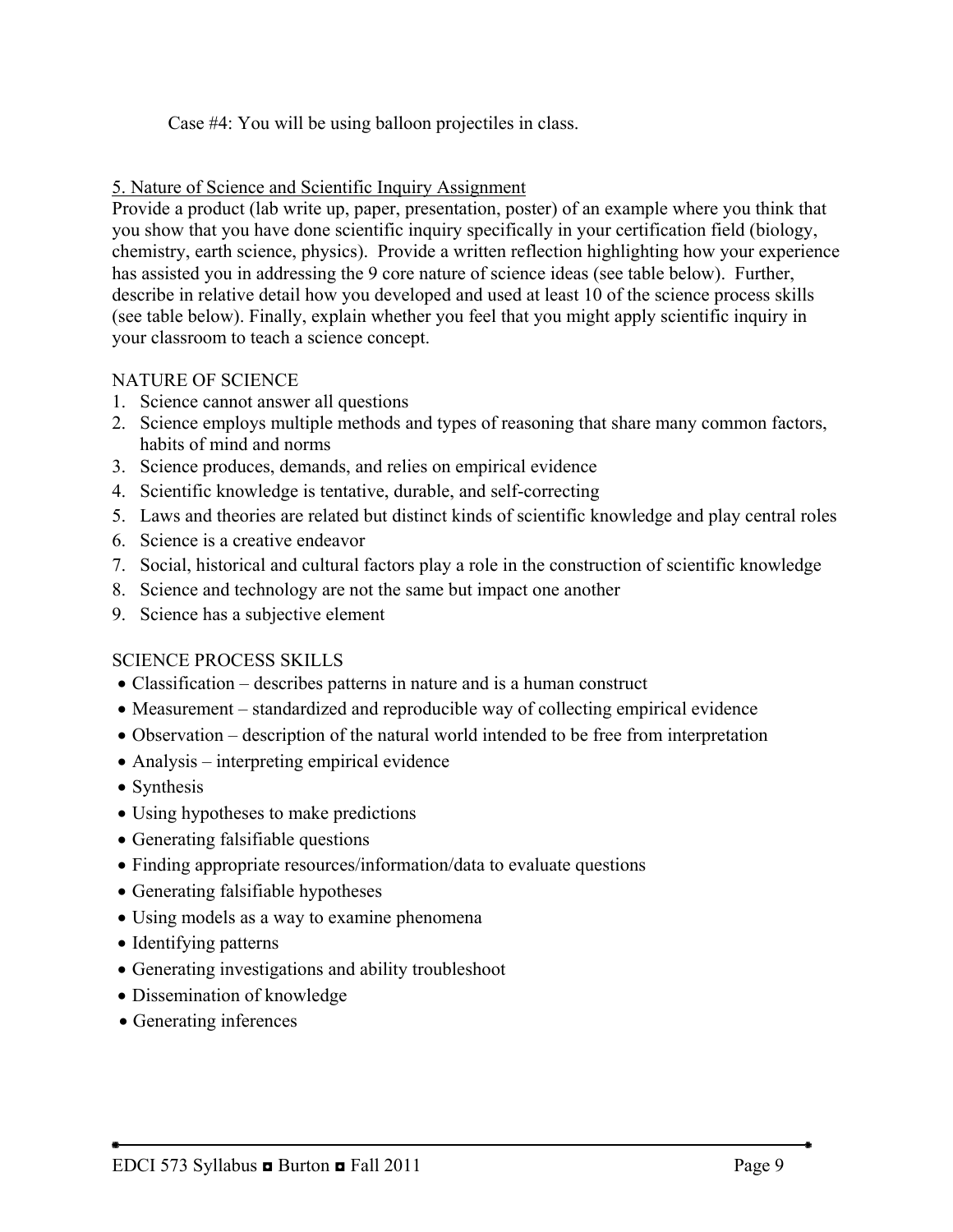Case #4: You will be using balloon projectiles in class.

5. Nature of Science and Scientific Inquiry Assignment

Provide a product (lab write up, paper, presentation, poster) of an example where you think that you show that you have done scientific inquiry specifically in your certification field (biology, chemistry, earth science, physics). Provide a written reflection highlighting how your experience has assisted you in addressing the 9 core nature of science ideas (see table below). Further, describe in relative detail how you developed and used at least 10 of the science process skills (see table below). Finally, explain whether you feel that you might apply scientific inquiry in your classroom to teach a science concept.

NATURE OF SCIENCE

1. Science cannot answer all questions
2. Science employs multiple methods and types of reasoning that share many common factors, habits of mind and norms
3. Science produces, demands, and relies on empirical evidence
4. Scientific knowledge is tentative, durable, and self-correcting
5. Laws and theories are related but distinct kinds of scientific knowledge and play central roles
6. Science is a creative endeavor
7. Social, historical and cultural factors play a role in the construction of scientific knowledge
8. Science and technology are not the same but impact one another
9. Science has a subjective element

SCIENCE PROCESS SKILLS

- Classification – describes patterns in nature and is a human construct
- Measurement – standardized and reproducible way of collecting empirical evidence
- Observation – description of the natural world intended to be free from interpretation
- Analysis – interpreting empirical evidence
- Synthesis
- Using hypotheses to make predictions
- Generating falsifiable questions
- Finding appropriate resources/information/data to evaluate questions
- Generating falsifiable hypotheses
- Using models as a way to examine phenomena
- Identifying patterns
- Generating investigations and ability troubleshoot
- Dissemination of knowledge
- Generating inferences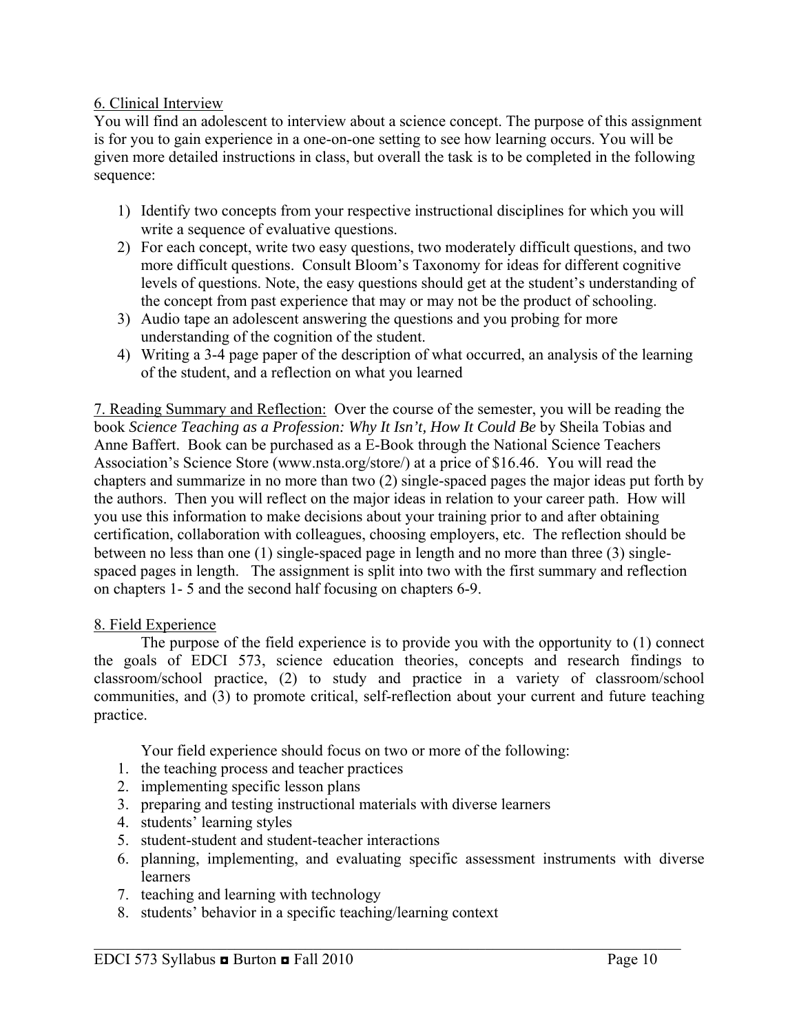6. Clinical Interview

You will find an adolescent to interview about a science concept. The purpose of this assignment is for you to gain experience in a one-on-one setting to see how learning occurs. You will be given more detailed instructions in class, but overall the task is to be completed in the following sequence:

1) Identify two concepts from your respective instructional disciplines for which you will write a sequence of evaluative questions.
2) For each concept, write two easy questions, two moderately difficult questions, and two more difficult questions. Consult Bloom's Taxonomy for ideas for different cognitive levels of questions. Note, the easy questions should get at the student's understanding of the concept from past experience that may or may not be the product of schooling.
3) Audio tape an adolescent answering the questions and you probing for more understanding of the cognition of the student.
4) Writing a 3-4 page paper of the description of what occurred, an analysis of the learning of the student, and a reflection on what you learned

7. Reading Summary and Reflection: Over the course of the semester, you will be reading the book *Science Teaching as a Profession: Why It Isn't, How It Could Be* by Sheila Tobias and Anne Baffert. Book can be purchased as a E-Book through the National Science Teachers Association's Science Store (www.nsta.org/store/) at a price of $16.46. You will read the chapters and summarize in no more than two (2) single-spaced pages the major ideas put forth by the authors. Then you will reflect on the major ideas in relation to your career path. How will you use this information to make decisions about your training prior to and after obtaining certification, collaboration with colleagues, choosing employers, etc. The reflection should be between no less than one (1) single-spaced page in length and no more than three (3) single-spaced pages in length. The assignment is split into two with the first summary and reflection on chapters 1- 5 and the second half focusing on chapters 6-9.

8. Field Experience

The purpose of the field experience is to provide you with the opportunity to (1) connect the goals of EDCI 573, science education theories, concepts and research findings to classroom/school practice, (2) to study and practice in a variety of classroom/school communities, and (3) to promote critical, self-reflection about your current and future teaching practice.

Your field experience should focus on two or more of the following:

1. the teaching process and teacher practices
2. implementing specific lesson plans
3. preparing and testing instructional materials with diverse learners
4. students' learning styles
5. student-student and student-teacher interactions
6. planning, implementing, and evaluating specific assessment instruments with diverse learners
7. teaching and learning with technology
8. students' behavior in a specific teaching/learning context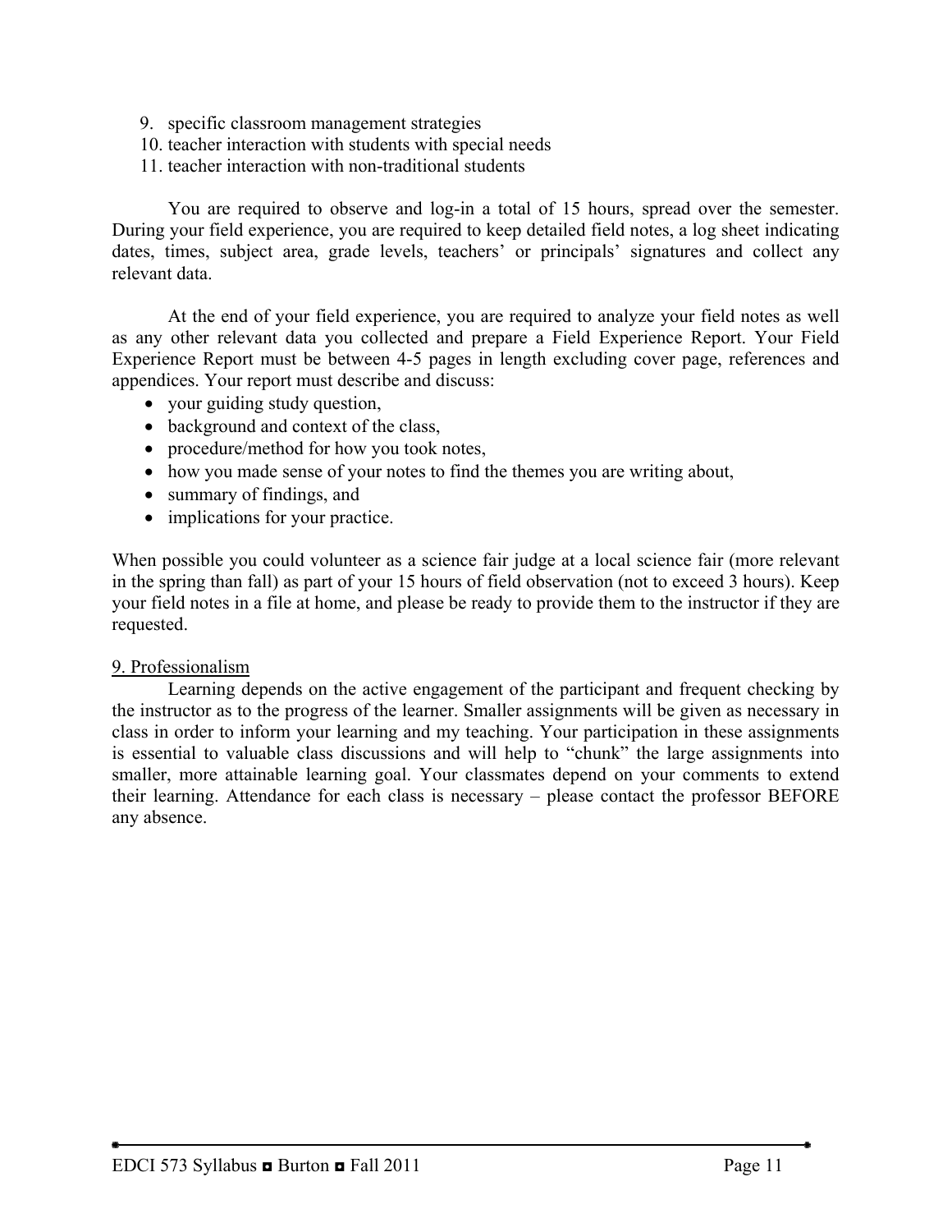9. specific classroom management strategies
10. teacher interaction with students with special needs
11. teacher interaction with non-traditional students

You are required to observe and log-in a total of 15 hours, spread over the semester. During your field experience, you are required to keep detailed field notes, a log sheet indicating dates, times, subject area, grade levels, teachers' or principals' signatures and collect any relevant data.

At the end of your field experience, you are required to analyze your field notes as well as any other relevant data you collected and prepare a Field Experience Report. Your Field Experience Report must be between 4-5 pages in length excluding cover page, references and appendices. Your report must describe and discuss:

- your guiding study question,
- background and context of the class,
- procedure/method for how you took notes,
- how you made sense of your notes to find the themes you are writing about,
- summary of findings, and
- implications for your practice.

When possible you could volunteer as a science fair judge at a local science fair (more relevant in the spring than fall) as part of your 15 hours of field observation (not to exceed 3 hours). Keep your field notes in a file at home, and please be ready to provide them to the instructor if they are requested.

## 9. Professionalism

Learning depends on the active engagement of the participant and frequent checking by the instructor as to the progress of the learner. Smaller assignments will be given as necessary in class in order to inform your learning and my teaching. Your participation in these assignments is essential to valuable class discussions and will help to "chunk" the large assignments into smaller, more attainable learning goal. Your classmates depend on your comments to extend their learning. Attendance for each class is necessary – please contact the professor BEFORE any absence.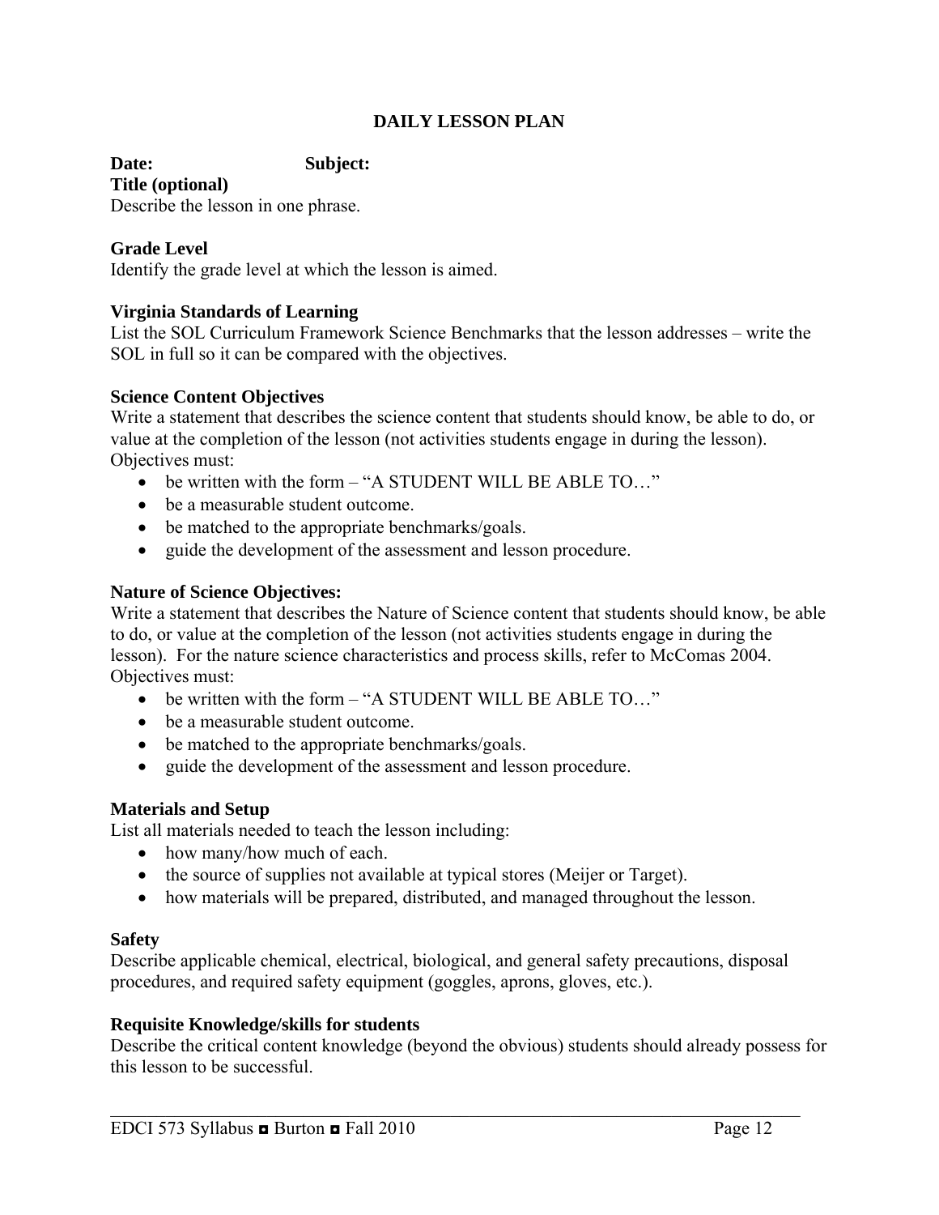## DAILY LESSON PLAN

**Date:** **Subject:**

**Title (optional)**

Describe the lesson in one phrase.

**Grade Level**

Identify the grade level at which the lesson is aimed.

**Virginia Standards of Learning**

List the SOL Curriculum Framework Science Benchmarks that the lesson addresses – write the SOL in full so it can be compared with the objectives.

**Science Content Objectives**

Write a statement that describes the science content that students should know, be able to do, or value at the completion of the lesson (not activities students engage in during the lesson). Objectives must:

- be written with the form – "A STUDENT WILL BE ABLE TO…"
- be a measurable student outcome.
- be matched to the appropriate benchmarks/goals.
- guide the development of the assessment and lesson procedure.

**Nature of Science Objectives:**

Write a statement that describes the Nature of Science content that students should know, be able to do, or value at the completion of the lesson (not activities students engage in during the lesson). For the nature science characteristics and process skills, refer to McComas 2004. Objectives must:

- be written with the form – "A STUDENT WILL BE ABLE TO…"
- be a measurable student outcome.
- be matched to the appropriate benchmarks/goals.
- guide the development of the assessment and lesson procedure.

**Materials and Setup**

List all materials needed to teach the lesson including:

- how many/how much of each.
- the source of supplies not available at typical stores (Meijer or Target).
- how materials will be prepared, distributed, and managed throughout the lesson.

**Safety**

Describe applicable chemical, electrical, biological, and general safety precautions, disposal procedures, and required safety equipment (goggles, aprons, gloves, etc.).

**Requisite Knowledge/skills for students**

Describe the critical content knowledge (beyond the obvious) students should already possess for this lesson to be successful.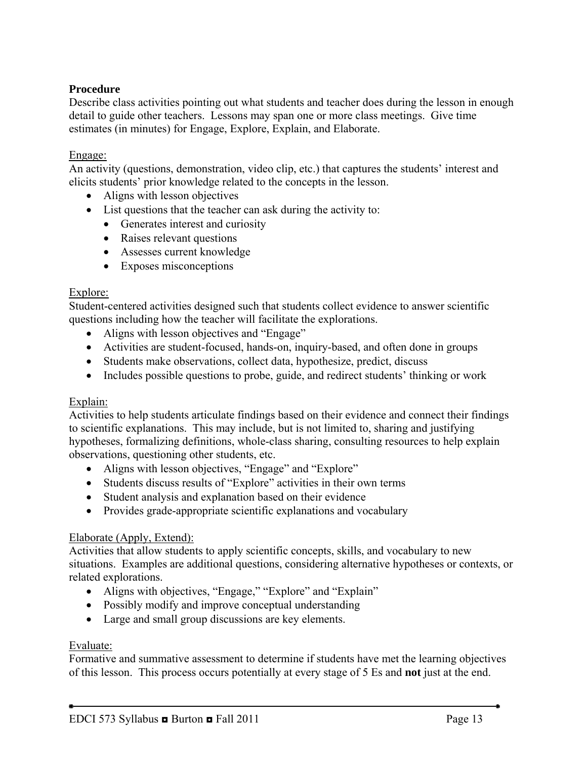**Procedure**

Describe class activities pointing out what students and teacher does during the lesson in enough detail to guide other teachers. Lessons may span one or more class meetings. Give time estimates (in minutes) for Engage, Explore, Explain, and Elaborate.

Engage:

An activity (questions, demonstration, video clip, etc.) that captures the students' interest and elicits students' prior knowledge related to the concepts in the lesson.

- Aligns with lesson objectives
- List questions that the teacher can ask during the activity to:
  - Generates interest and curiosity
  - Raises relevant questions
  - Assesses current knowledge
  - Exposes misconceptions

Explore:

Student-centered activities designed such that students collect evidence to answer scientific questions including how the teacher will facilitate the explorations.

- Aligns with lesson objectives and "Engage"
- Activities are student-focused, hands-on, inquiry-based, and often done in groups
- Students make observations, collect data, hypothesize, predict, discuss
- Includes possible questions to probe, guide, and redirect students' thinking or work

Explain:

Activities to help students articulate findings based on their evidence and connect their findings to scientific explanations. This may include, but is not limited to, sharing and justifying hypotheses, formalizing definitions, whole-class sharing, consulting resources to help explain observations, questioning other students, etc.

- Aligns with lesson objectives, "Engage" and "Explore"
- Students discuss results of "Explore" activities in their own terms
- Student analysis and explanation based on their evidence
- Provides grade-appropriate scientific explanations and vocabulary

Elaborate (Apply, Extend):

Activities that allow students to apply scientific concepts, skills, and vocabulary to new situations. Examples are additional questions, considering alternative hypotheses or contexts, or related explorations.

- Aligns with objectives, "Engage," "Explore" and "Explain"
- Possibly modify and improve conceptual understanding
- Large and small group discussions are key elements.

Evaluate:

Formative and summative assessment to determine if students have met the learning objectives of this lesson. This process occurs potentially at every stage of 5 Es and **not** just at the end.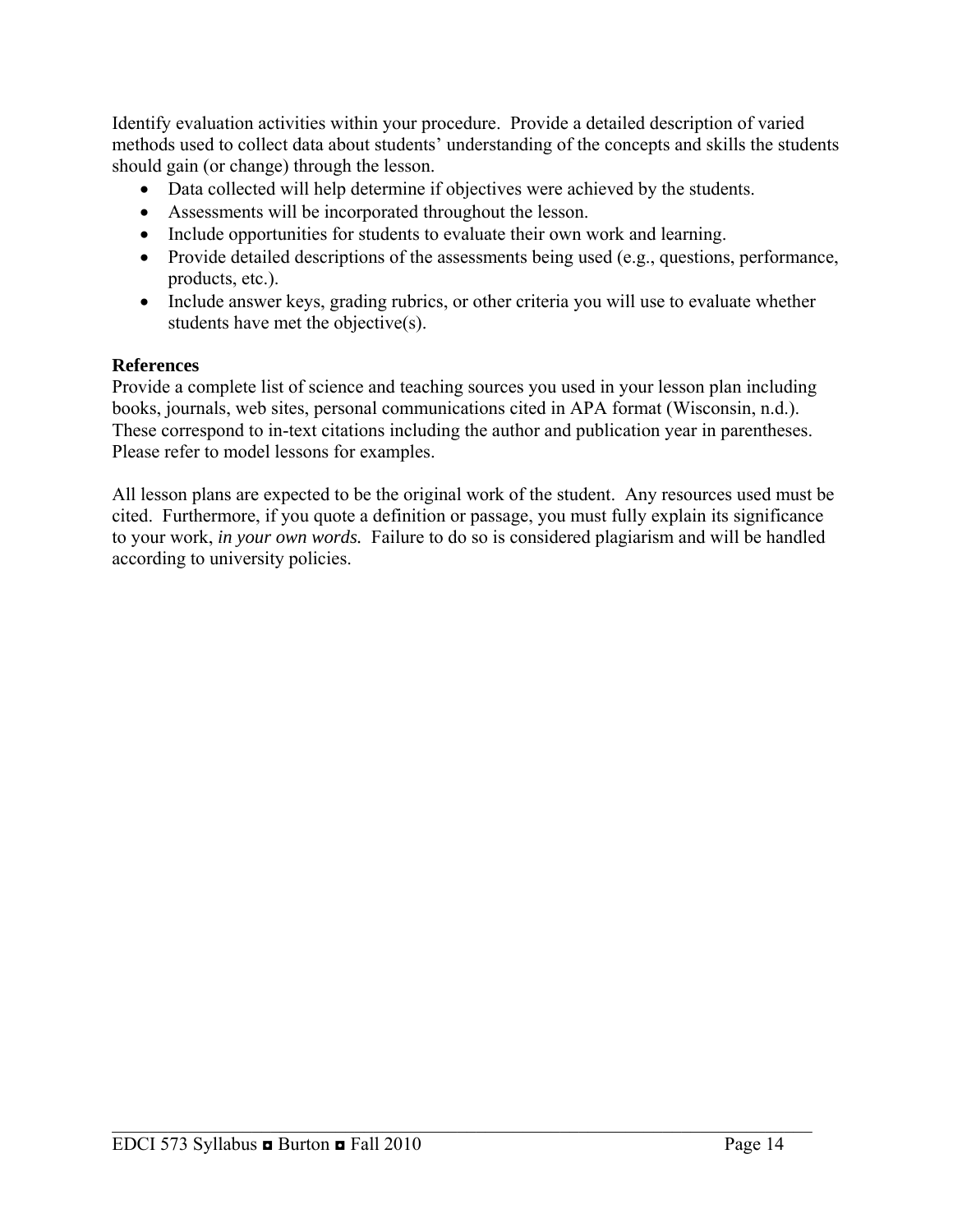Identify evaluation activities within your procedure. Provide a detailed description of varied methods used to collect data about students' understanding of the concepts and skills the students should gain (or change) through the lesson.

- Data collected will help determine if objectives were achieved by the students.
- Assessments will be incorporated throughout the lesson.
- Include opportunities for students to evaluate their own work and learning.
- Provide detailed descriptions of the assessments being used (e.g., questions, performance, products, etc.).
- Include answer keys, grading rubrics, or other criteria you will use to evaluate whether students have met the objective(s).

**References**

Provide a complete list of science and teaching sources you used in your lesson plan including books, journals, web sites, personal communications cited in APA format (Wisconsin, n.d.). These correspond to in-text citations including the author and publication year in parentheses. Please refer to model lessons for examples.

All lesson plans are expected to be the original work of the student. Any resources used must be cited. Furthermore, if you quote a definition or passage, you must fully explain its significance to your work, *in your own words.* Failure to do so is considered plagiarism and will be handled according to university policies.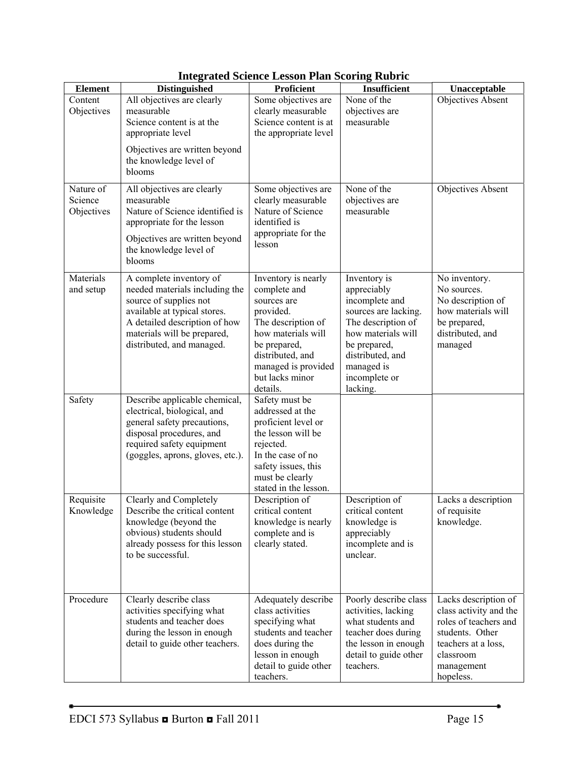## Integrated Science Lesson Plan Scoring Rubric

| Element | Distinguished | Proficient | Insufficient | Unacceptable |
|---|---|---|---|---|
| Content Objectives | All objectives are clearly measurable<br>Science content is at the appropriate level<br>Objectives are written beyond the knowledge level of blooms | Some objectives are clearly measurable<br>Science content is at the appropriate level | None of the objectives are measurable | Objectives Absent |
| Nature of Science Objectives | All objectives are clearly measurable<br>Nature of Science identified is appropriate for the lesson<br>Objectives are written beyond the knowledge level of blooms | Some objectives are clearly measurable<br>Nature of Science identified is appropriate for the lesson | None of the objectives are measurable | Objectives Absent |
| Materials and setup | A complete inventory of needed materials including the source of supplies not available at typical stores.<br>A detailed description of how materials will be prepared, distributed, and managed. | Inventory is nearly complete and sources are provided.<br>The description of how materials will be prepared, distributed, and managed is provided but lacks minor details. | Inventory is appreciably incomplete and sources are lacking.<br>The description of how materials will be prepared, distributed, and managed is incomplete or lacking. | No inventory.<br>No sources.<br>No description of how materials will be prepared, distributed, and managed |
| Safety | Describe applicable chemical, electrical, biological, and general safety precautions, disposal procedures, and required safety equipment (goggles, aprons, gloves, etc.). | Safety must be addressed at the proficient level or the lesson will be rejected.<br>In the case of no safety issues, this must be clearly stated in the lesson. | | |
| Requisite Knowledge | Clearly and Completely Describe the critical content knowledge (beyond the obvious) students should already possess for this lesson to be successful. | Description of critical content knowledge is nearly complete and is clearly stated. | Description of critical content knowledge is appreciably incomplete and is unclear. | Lacks a description of requisite knowledge. |
| Procedure | Clearly describe class activities specifying what students and teacher does during the lesson in enough detail to guide other teachers. | Adequately describe class activities specifying what students and teacher does during the lesson in enough detail to guide other teachers. | Poorly describe class activities, lacking what students and teacher does during the lesson in enough detail to guide other teachers. | Lacks description of class activity and the roles of teachers and students. Other teachers at a loss, classroom management hopeless. |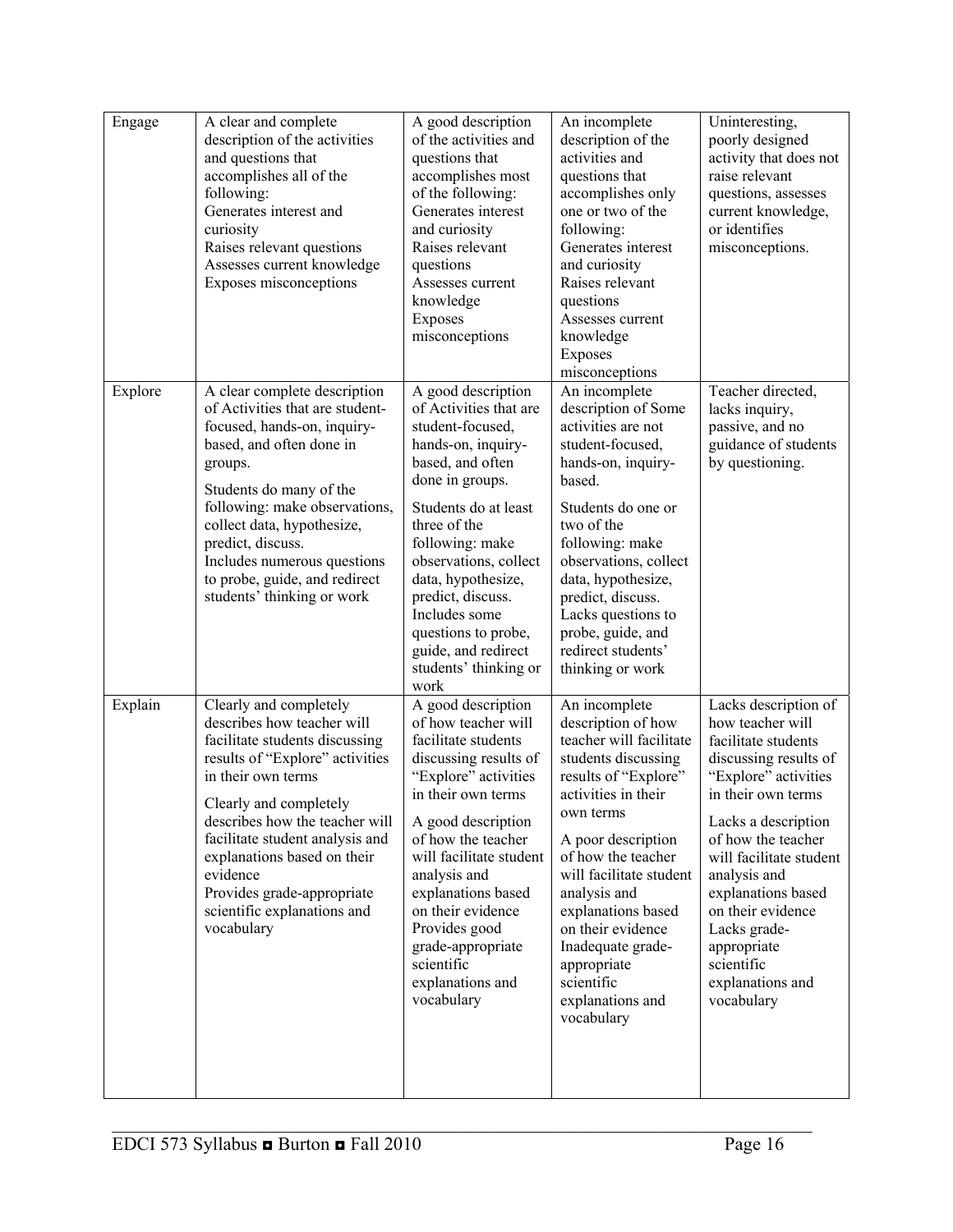| Engage | A clear and complete description of the activities and questions that accomplishes all of the following:<br>Generates interest and curiosity<br>Raises relevant questions<br>Assesses current knowledge<br>Exposes misconceptions | A good description of the activities and questions that accomplishes most of the following:<br>Generates interest and curiosity<br>Raises relevant questions<br>Assesses current knowledge<br>Exposes misconceptions | An incomplete description of the activities and questions that accomplishes only one or two of the following:<br>Generates interest and curiosity<br>Raises relevant questions<br>Assesses current knowledge<br>Exposes misconceptions | Uninteresting, poorly designed activity that does not raise relevant questions, assesses current knowledge, or identifies misconceptions. |
|---|---|---|---|---|
| Explore | A clear complete description of Activities that are student-focused, hands-on, inquiry-based, and often done in groups.<br>Students do many of the following: make observations, collect data, hypothesize, predict, discuss.<br>Includes numerous questions to probe, guide, and redirect students' thinking or work | A good description of Activities that are student-focused, hands-on, inquiry-based, and often done in groups.<br>Students do at least three of the following: make observations, collect data, hypothesize, predict, discuss.<br>Includes some questions to probe, guide, and redirect students' thinking or work | An incomplete description of Some activities are not student-focused, hands-on, inquiry-based.<br>Students do one or two of the following: make observations, collect data, hypothesize, predict, discuss.<br>Lacks questions to probe, guide, and redirect students' thinking or work | Teacher directed, lacks inquiry, passive, and no guidance of students by questioning. |
| Explain | Clearly and completely describes how teacher will facilitate students discussing results of "Explore" activities in their own terms<br>Clearly and completely describes how the teacher will facilitate student analysis and explanations based on their evidence<br>Provides grade-appropriate scientific explanations and vocabulary | A good description of how teacher will facilitate students discussing results of "Explore" activities in their own terms<br>A good description of how the teacher will facilitate student analysis and explanations based on their evidence<br>Provides good grade-appropriate scientific explanations and vocabulary | An incomplete description of how teacher will facilitate students discussing results of "Explore" activities in their own terms<br>A poor description of how the teacher will facilitate student analysis and explanations based on their evidence<br>Inadequate grade-appropriate scientific explanations and vocabulary | Lacks description of how teacher will facilitate students discussing results of "Explore" activities in their own terms<br>Lacks a description of how the teacher will facilitate student analysis and explanations based on their evidence<br>Lacks grade-appropriate scientific explanations and vocabulary |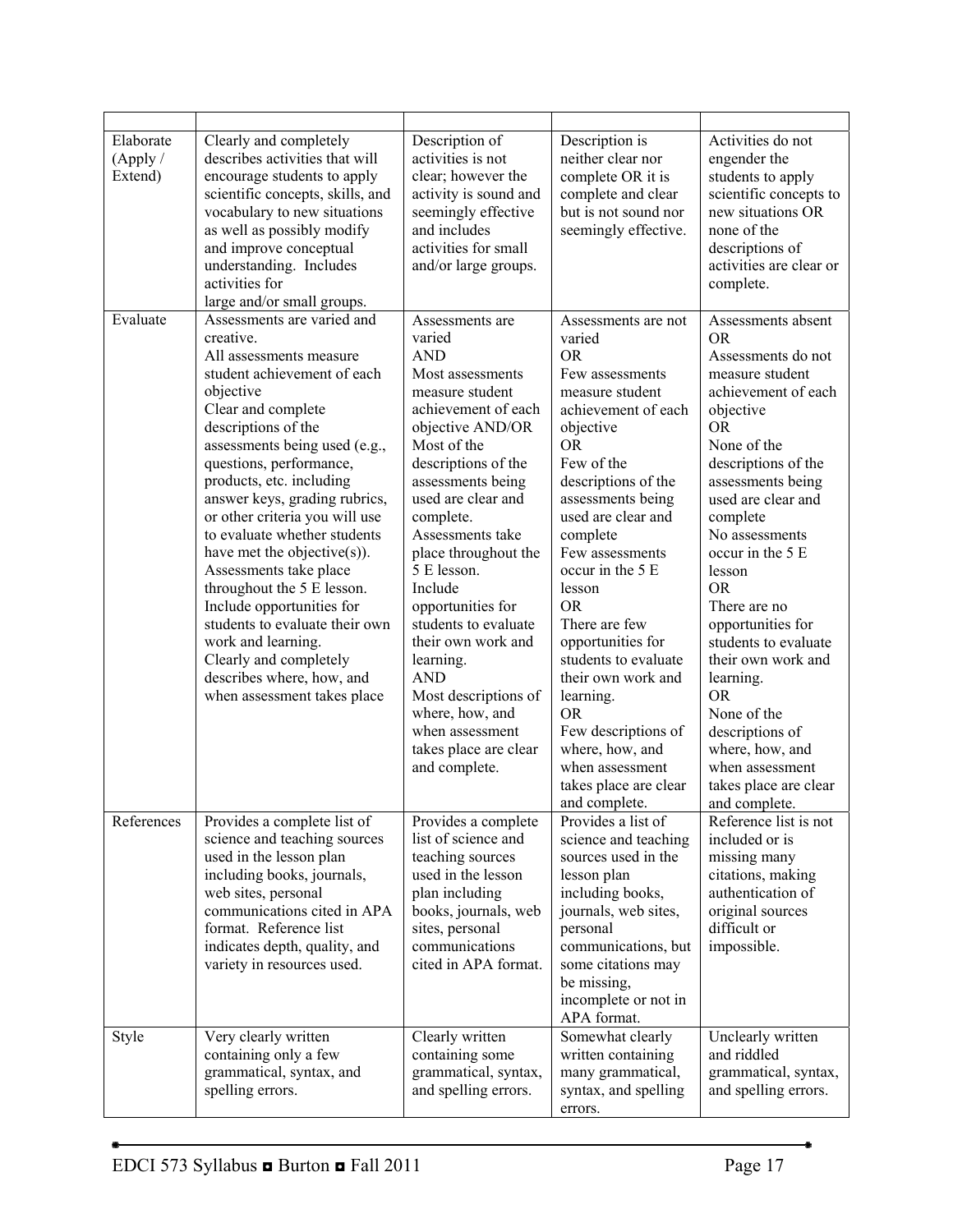| | | | | |
|---|---|---|---|---|
| Elaborate (Apply / Extend) | Clearly and completely describes activities that will encourage students to apply scientific concepts, skills, and vocabulary to new situations as well as possibly modify and improve conceptual understanding. Includes activities for large and/or small groups. | Description of activities is not clear; however the activity is sound and seemingly effective and includes activities for small and/or large groups. | Description is neither clear nor complete OR it is complete and clear but is not sound nor seemingly effective. | Activities do not engender the students to apply scientific concepts to new situations OR none of the descriptions of activities are clear or complete. |
| Evaluate | Assessments are varied and creative.<br>All assessments measure student achievement of each objective<br>Clear and complete descriptions of the assessments being used (e.g., questions, performance, products, etc. including answer keys, grading rubrics, or other criteria you will use to evaluate whether students have met the objective(s)).<br>Assessments take place throughout the 5 E lesson.<br>Include opportunities for students to evaluate their own work and learning.<br>Clearly and completely describes where, how, and when assessment takes place | Assessments are varied<br>AND<br>Most assessments measure student achievement of each objective AND/OR Most of the descriptions of the assessments being used are clear and complete.<br>Assessments take place throughout the 5 E lesson.<br>Include opportunities for students to evaluate their own work and learning.<br>AND<br>Most descriptions of where, how, and when assessment takes place are clear and complete. | Assessments are not varied<br>OR<br>Few assessments measure student achievement of each objective<br>OR<br>Few of the descriptions of the assessments being used are clear and complete<br>Few assessments occur in the 5 E lesson<br>OR<br>There are few opportunities for students to evaluate their own work and learning.<br>OR<br>Few descriptions of where, how, and when assessment takes place are clear and complete. | Assessments absent<br>OR<br>Assessments do not measure student achievement of each objective<br>OR<br>None of the descriptions of the assessments being used are clear and complete<br>No assessments occur in the 5 E lesson<br>OR<br>There are no opportunities for students to evaluate their own work and learning.<br>OR<br>None of the descriptions of where, how, and when assessment takes place are clear and complete. |
| References | Provides a complete list of science and teaching sources used in the lesson plan including books, journals, web sites, personal communications cited in APA format. Reference list indicates depth, quality, and variety in resources used. | Provides a complete list of science and teaching sources used in the lesson plan including books, journals, web sites, personal communications cited in APA format. | Provides a list of science and teaching sources used in the lesson plan including books, journals, web sites, personal communications, but some citations may be missing, incomplete or not in APA format. | Reference list is not included or is missing many citations, making authentication of original sources difficult or impossible. |
| Style | Very clearly written containing only a few grammatical, syntax, and spelling errors. | Clearly written containing some grammatical, syntax, and spelling errors. | Somewhat clearly written containing many grammatical, syntax, and spelling errors. | Unclearly written and riddled grammatical, syntax, and spelling errors. |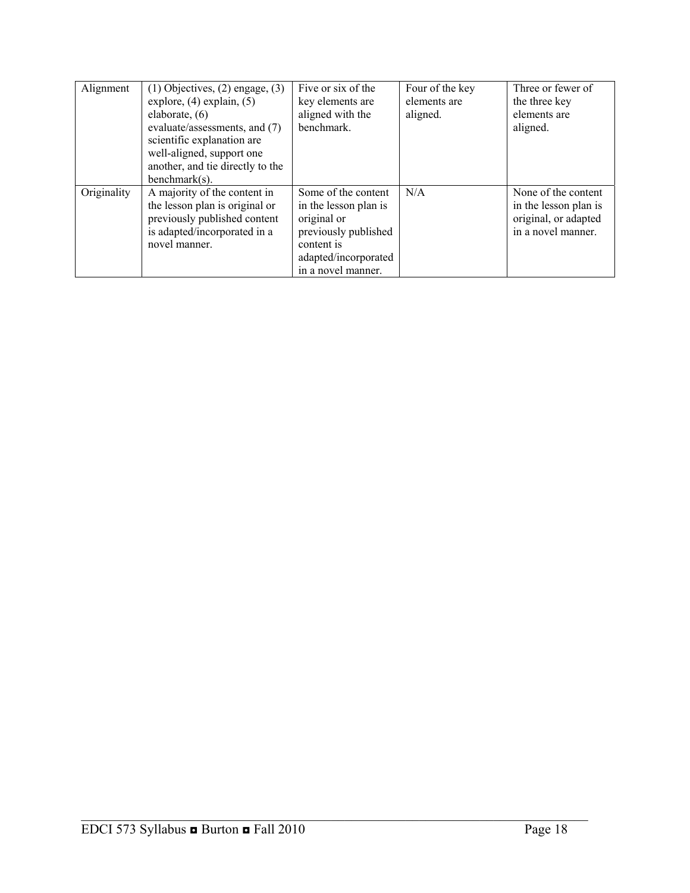| Alignment | (1) Objectives, (2) engage, (3) explore, (4) explain, (5) elaborate, (6) evaluate/assessments, and (7) scientific explanation are well-aligned, support one another, and tie directly to the benchmark(s). | Five or six of the key elements are aligned with the benchmark. | Four of the key elements are aligned. | Three or fewer of the three key elements are aligned. |
|---|---|---|---|---|
| Originality | A majority of the content in the lesson plan is original or previously published content is adapted/incorporated in a novel manner. | Some of the content in the lesson plan is original or previously published content is adapted/incorporated in a novel manner. | N/A | None of the content in the lesson plan is original, or adapted in a novel manner. |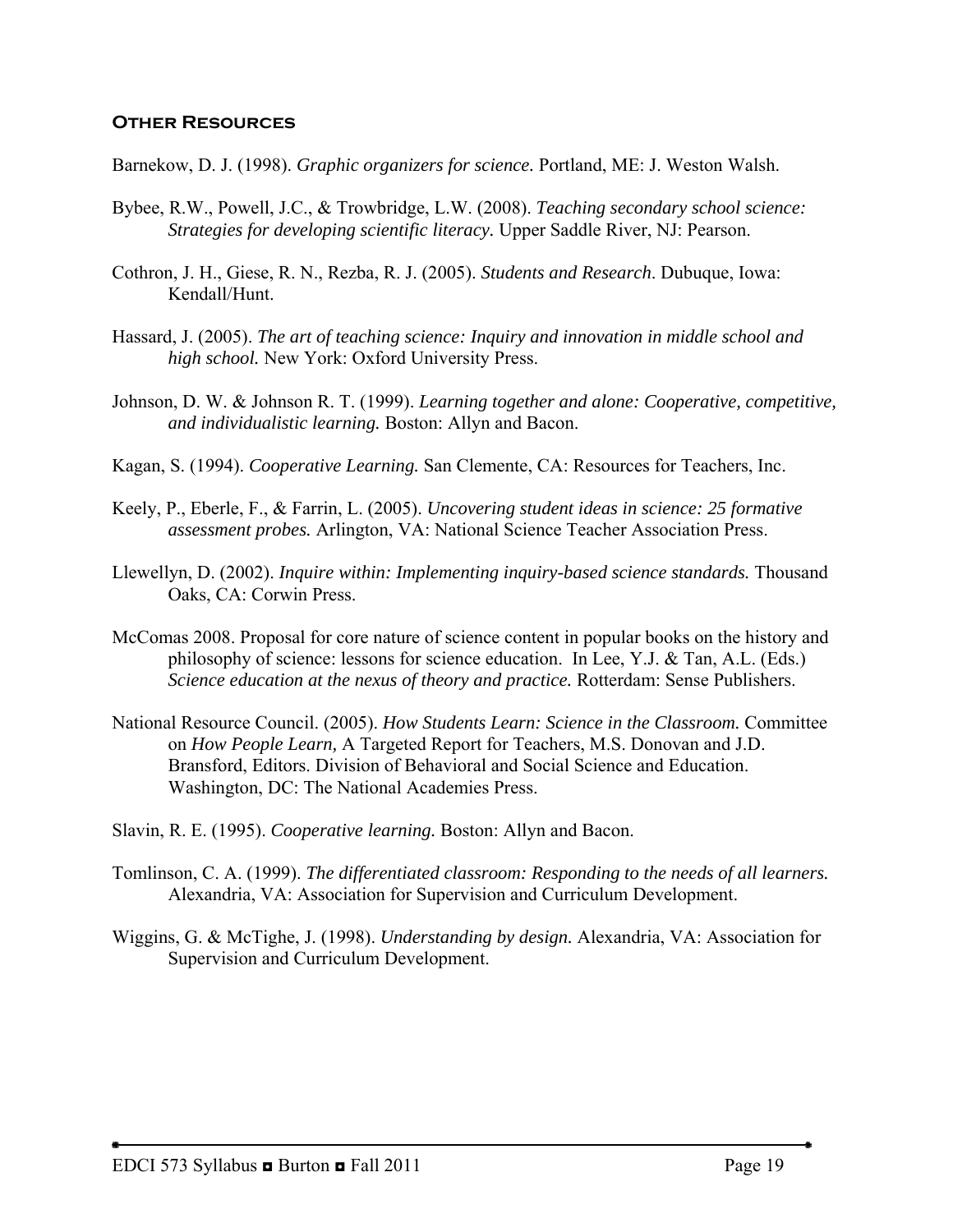### Other Resources

Barnekow, D. J. (1998). *Graphic organizers for science.* Portland, ME: J. Weston Walsh.

Bybee, R.W., Powell, J.C., & Trowbridge, L.W. (2008). *Teaching secondary school science: Strategies for developing scientific literacy.* Upper Saddle River, NJ: Pearson.

Cothron, J. H., Giese, R. N., Rezba, R. J. (2005). *Students and Research.* Dubuque, Iowa: Kendall/Hunt.

Hassard, J. (2005). *The art of teaching science: Inquiry and innovation in middle school and high school.* New York: Oxford University Press.

Johnson, D. W. & Johnson R. T. (1999). *Learning together and alone: Cooperative, competitive, and individualistic learning.* Boston: Allyn and Bacon.

Kagan, S. (1994). *Cooperative Learning.* San Clemente, CA: Resources for Teachers, Inc.

Keely, P., Eberle, F., & Farrin, L. (2005). *Uncovering student ideas in science: 25 formative assessment probes.* Arlington, VA: National Science Teacher Association Press.

Llewellyn, D. (2002). *Inquire within: Implementing inquiry-based science standards.* Thousand Oaks, CA: Corwin Press.

McComas 2008. Proposal for core nature of science content in popular books on the history and philosophy of science: lessons for science education. In Lee, Y.J. & Tan, A.L. (Eds.) *Science education at the nexus of theory and practice.* Rotterdam: Sense Publishers.

National Resource Council. (2005). *How Students Learn: Science in the Classroom.* Committee on *How People Learn,* A Targeted Report for Teachers, M.S. Donovan and J.D. Bransford, Editors. Division of Behavioral and Social Science and Education. Washington, DC: The National Academies Press.

Slavin, R. E. (1995). *Cooperative learning.* Boston: Allyn and Bacon.

Tomlinson, C. A. (1999). *The differentiated classroom: Responding to the needs of all learners.* Alexandria, VA: Association for Supervision and Curriculum Development.

Wiggins, G. & McTighe, J. (1998). *Understanding by design.* Alexandria, VA: Association for Supervision and Curriculum Development.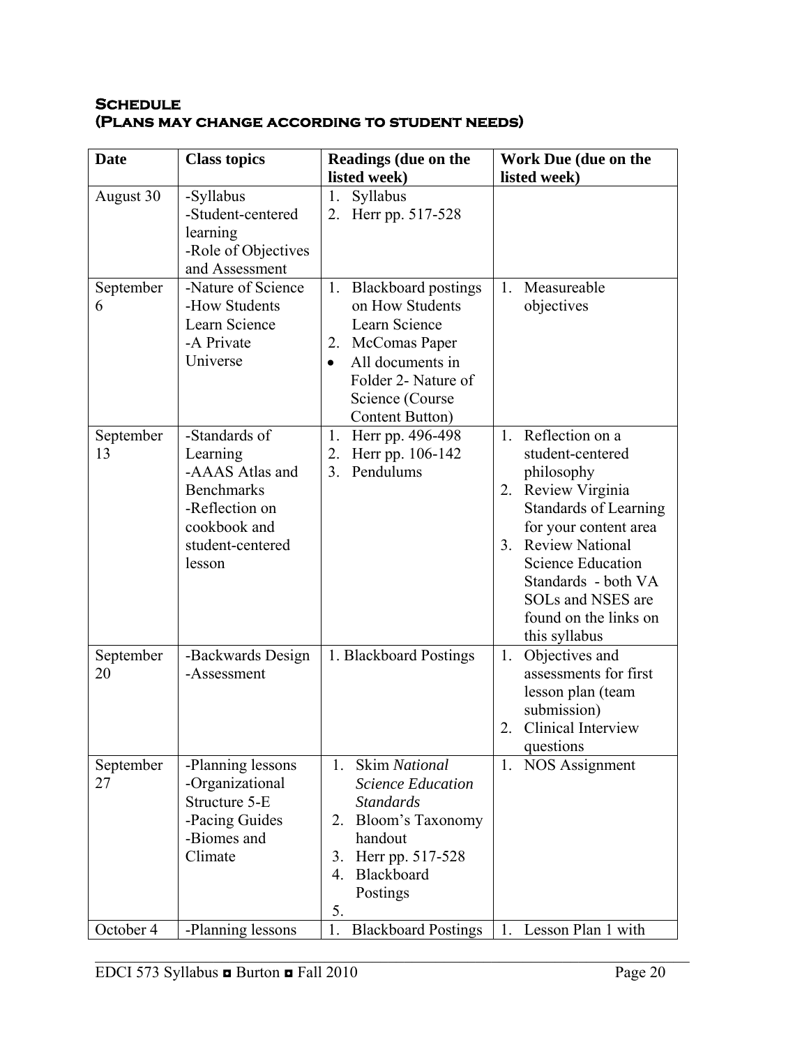## Schedule
## (Plans may change according to student needs)

| Date | Class topics | Readings (due on the listed week) | Work Due (due on the listed week) |
|---|---|---|---|
| August 30 | -Syllabus<br>-Student-centered learning<br>-Role of Objectives and Assessment | 1. Syllabus<br>2. Herr pp. 517-528 | |
| September 6 | -Nature of Science<br>-How Students Learn Science<br>-A Private Universe | 1. Blackboard postings on How Students Learn Science<br>2. McComas Paper<br>• All documents in Folder 2- Nature of Science (Course Content Button) | 1. Measureable objectives |
| September 13 | -Standards of Learning<br>-AAAS Atlas and Benchmarks<br>-Reflection on cookbook and student-centered lesson | 1. Herr pp. 496-498<br>2. Herr pp. 106-142<br>3. Pendulums | 1. Reflection on a student-centered philosophy<br>2. Review Virginia Standards of Learning for your content area<br>3. Review National Science Education Standards - both VA SOLs and NSES are found on the links on this syllabus |
| September 20 | -Backwards Design<br>-Assessment | 1. Blackboard Postings | 1. Objectives and assessments for first lesson plan (team submission)<br>2. Clinical Interview questions |
| September 27 | -Planning lessons<br>-Organizational Structure 5-E<br>-Pacing Guides<br>-Biomes and Climate | 1. Skim *National Science Education Standards*<br>2. Bloom's Taxonomy handout<br>3. Herr pp. 517-528<br>4. Blackboard Postings<br>5. | 1. NOS Assignment |
| October 4 | -Planning lessons | 1. Blackboard Postings | 1. Lesson Plan 1 with |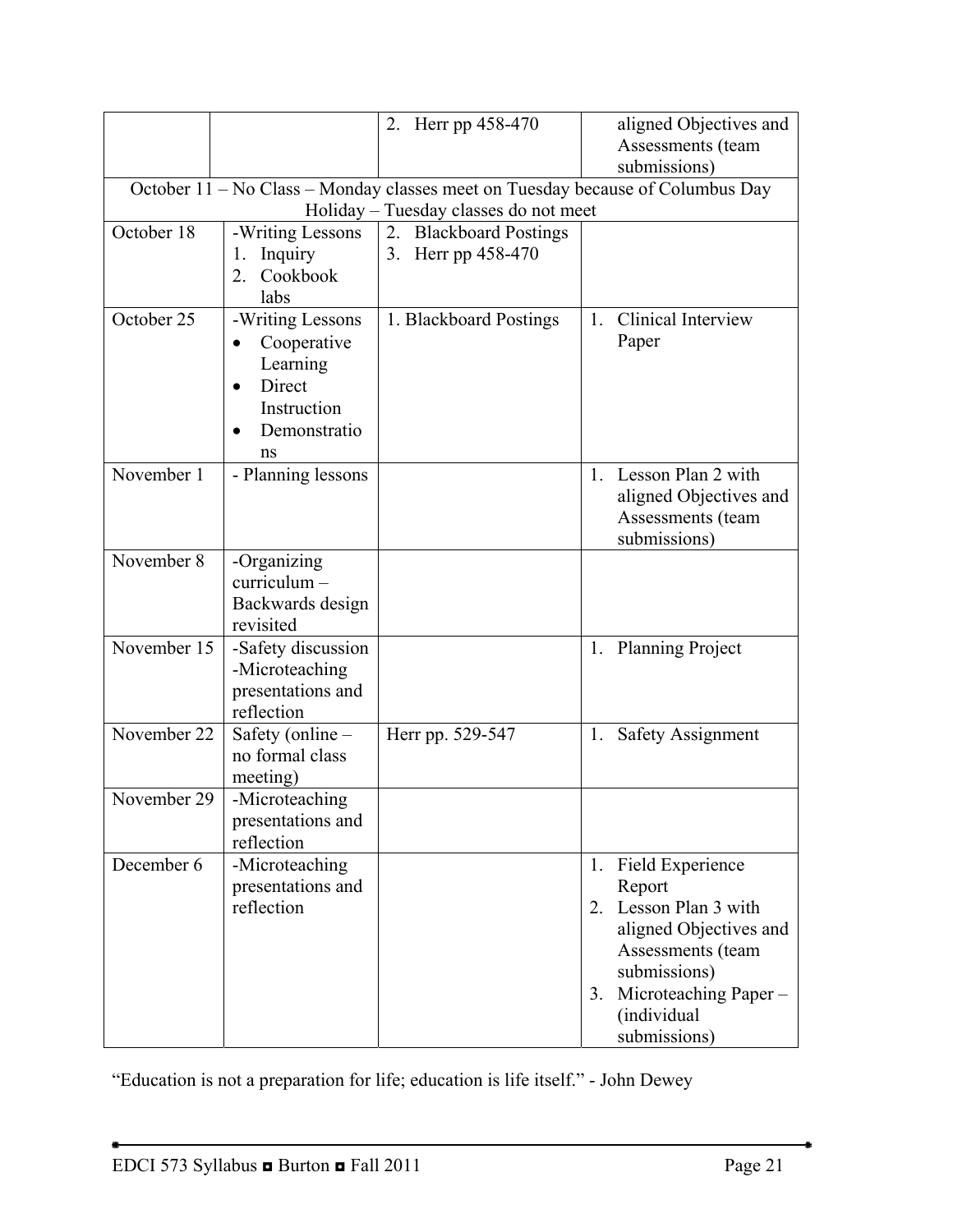| | | | |
|---|---|---|---|
| | | 2. Herr pp 458-470 | aligned Objectives and Assessments (team submissions) |
| October 11 – No Class – Monday classes meet on Tuesday because of Columbus Day Holiday – Tuesday classes do not meet | | | |
| October 18 | -Writing Lessons<br>1. Inquiry<br>2. Cookbook labs | 2. Blackboard Postings<br>3. Herr pp 458-470 | |
| October 25 | -Writing Lessons<br>• Cooperative Learning<br>• Direct Instruction<br>• Demonstrations | 1. Blackboard Postings | 1. Clinical Interview Paper |
| November 1 | - Planning lessons | | 1. Lesson Plan 2 with aligned Objectives and Assessments (team submissions) |
| November 8 | -Organizing curriculum – Backwards design revisited | | |
| November 15 | -Safety discussion<br>-Microteaching presentations and reflection | | 1. Planning Project |
| November 22 | Safety (online – no formal class meeting) | Herr pp. 529-547 | 1. Safety Assignment |
| November 29 | -Microteaching presentations and reflection | | |
| December 6 | -Microteaching presentations and reflection | | 1. Field Experience Report<br>2. Lesson Plan 3 with aligned Objectives and Assessments (team submissions)<br>3. Microteaching Paper – (individual submissions) |

"Education is not a preparation for life; education is life itself." - John Dewey